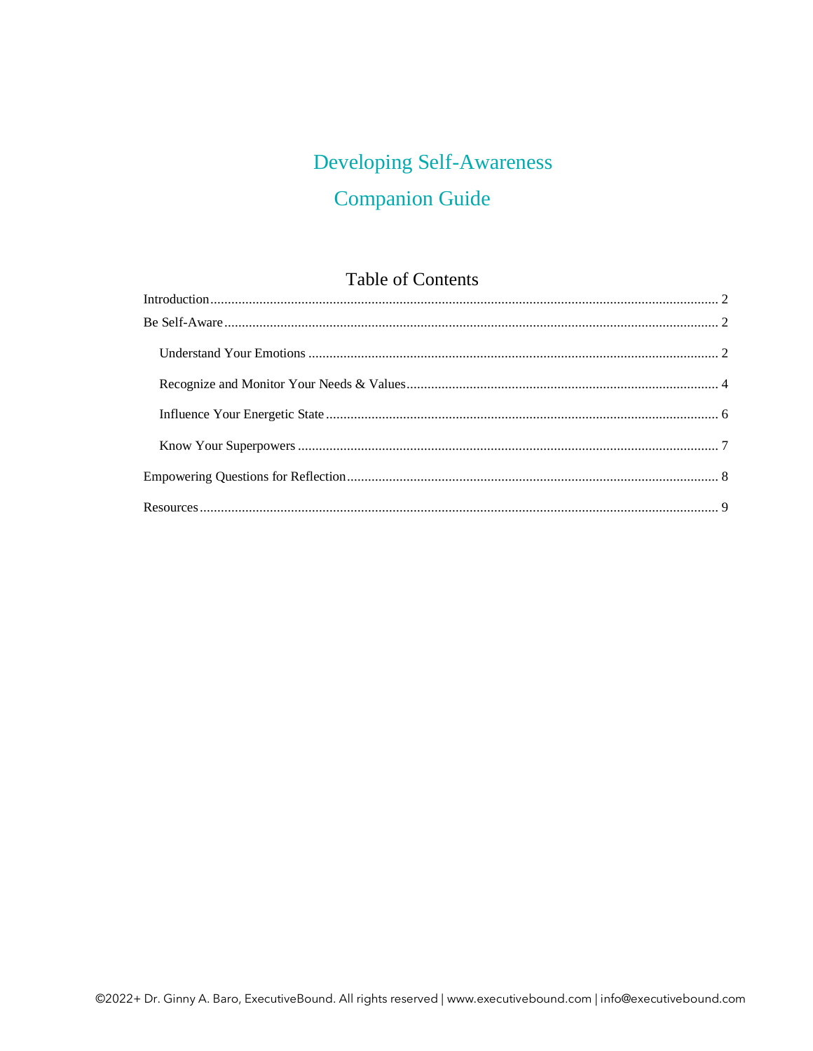# Developing Self-Awareness

# Companion Guide

## Table of Contents

- Introduction ........ 2
- Be Self-Aware ........ 2
  - Understand Your Emotions ........ 2
  - Recognize and Monitor Your Needs & Values ........ 4
  - Influence Your Energetic State ........ 6
  - Know Your Superpowers ........ 7
- Empowering Questions for Reflection ........ 8
- Resources ........ 9

©2022+ Dr. Ginny A. Baro, ExecutiveBound. All rights reserved | www.executivebound.com | info@executivebound.com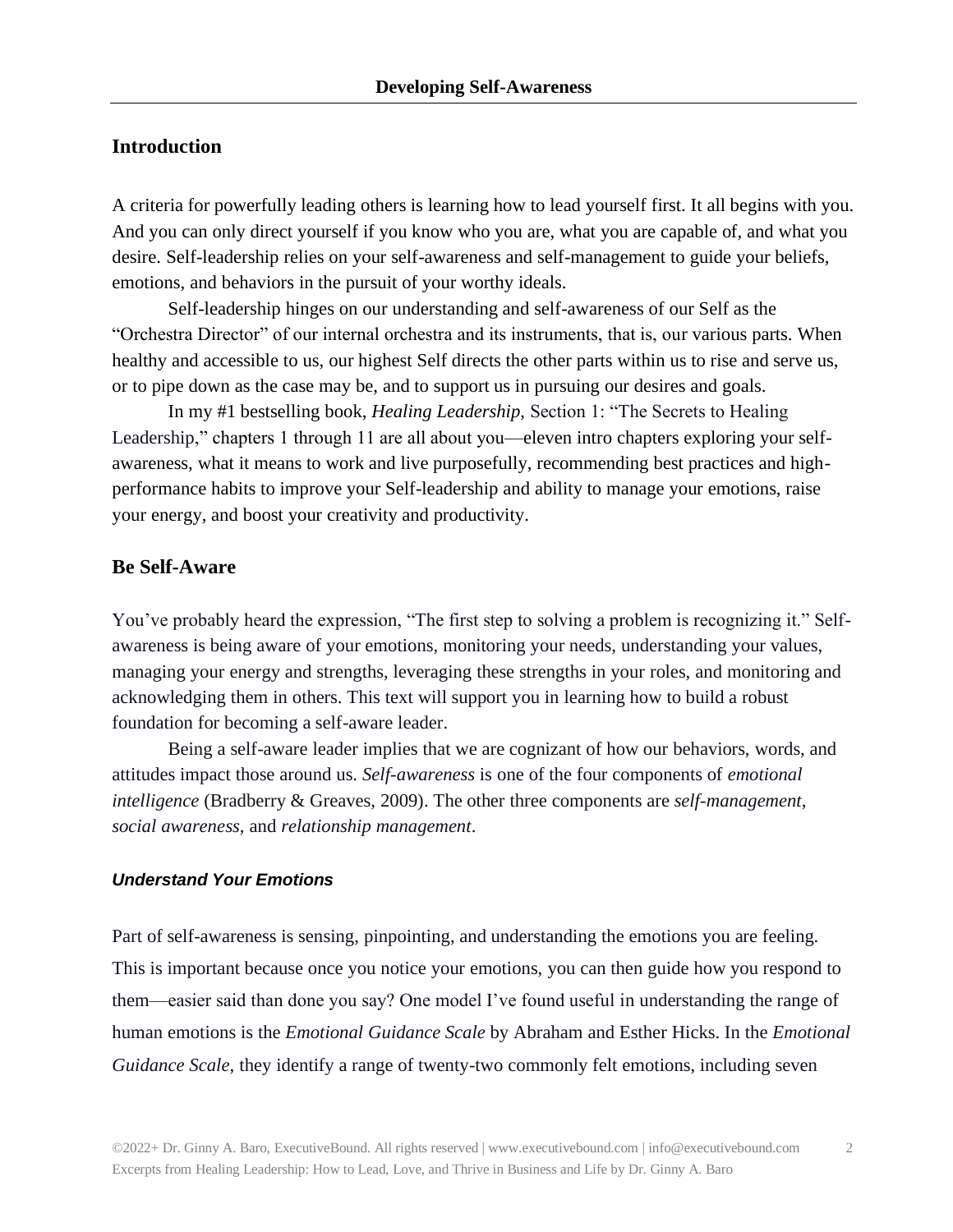## Introduction

A criteria for powerfully leading others is learning how to lead yourself first. It all begins with you. And you can only direct yourself if you know who you are, what you are capable of, and what you desire. Self-leadership relies on your self-awareness and self-management to guide your beliefs, emotions, and behaviors in the pursuit of your worthy ideals.

Self-leadership hinges on our understanding and self-awareness of our Self as the "Orchestra Director" of our internal orchestra and its instruments, that is, our various parts. When healthy and accessible to us, our highest Self directs the other parts within us to rise and serve us, or to pipe down as the case may be, and to support us in pursuing our desires and goals.

In my #1 bestselling book, *Healing Leadership,* Section 1: "The Secrets to Healing Leadership," chapters 1 through 11 are all about you—eleven intro chapters exploring your self-awareness, what it means to work and live purposefully, recommending best practices and high-performance habits to improve your Self-leadership and ability to manage your emotions, raise your energy, and boost your creativity and productivity.

## Be Self-Aware

You've probably heard the expression, "The first step to solving a problem is recognizing it." Self-awareness is being aware of your emotions, monitoring your needs, understanding your values, managing your energy and strengths, leveraging these strengths in your roles, and monitoring and acknowledging them in others. This text will support you in learning how to build a robust foundation for becoming a self-aware leader.

Being a self-aware leader implies that we are cognizant of how our behaviors, words, and attitudes impact those around us. *Self-awareness* is one of the four components of *emotional intelligence* (Bradberry & Greaves, 2009). The other three components are *self-management*, *social awareness,* and *relationship management*.

### *Understand Your Emotions*

Part of self-awareness is sensing, pinpointing, and understanding the emotions you are feeling. This is important because once you notice your emotions, you can then guide how you respond to them—easier said than done you say? One model I've found useful in understanding the range of human emotions is the *Emotional Guidance Scale* by Abraham and Esther Hicks. In the *Emotional Guidance Scale*, they identify a range of twenty-two commonly felt emotions, including seven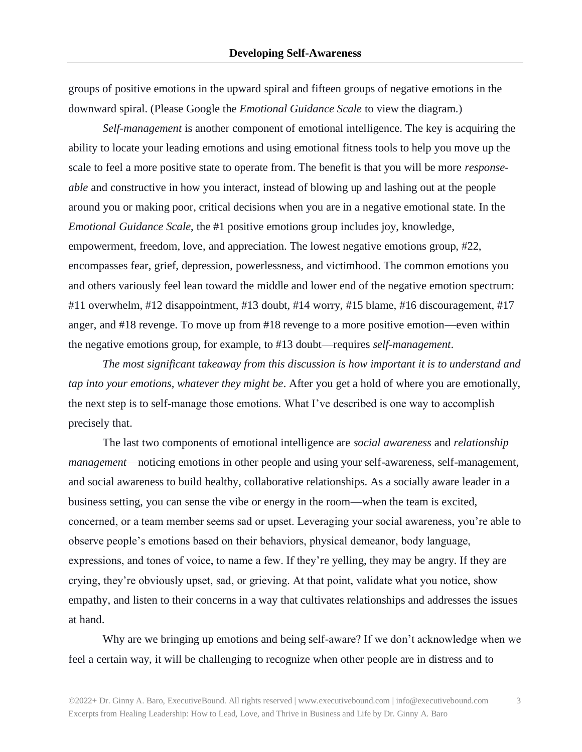groups of positive emotions in the upward spiral and fifteen groups of negative emotions in the downward spiral. (Please Google the *Emotional Guidance Scale* to view the diagram.)

*Self-management* is another component of emotional intelligence. The key is acquiring the ability to locate your leading emotions and using emotional fitness tools to help you move up the scale to feel a more positive state to operate from. The benefit is that you will be more *response-able* and constructive in how you interact, instead of blowing up and lashing out at the people around you or making poor, critical decisions when you are in a negative emotional state. In the *Emotional Guidance Scale*, the #1 positive emotions group includes joy, knowledge, empowerment, freedom, love, and appreciation. The lowest negative emotions group, #22, encompasses fear, grief, depression, powerlessness, and victimhood. The common emotions you and others variously feel lean toward the middle and lower end of the negative emotion spectrum: #11 overwhelm, #12 disappointment, #13 doubt, #14 worry, #15 blame, #16 discouragement, #17 anger, and #18 revenge. To move up from #18 revenge to a more positive emotion—even within the negative emotions group, for example, to #13 doubt—requires *self-management*.

*The most significant takeaway from this discussion is how important it is to understand and tap into your emotions, whatever they might be*. After you get a hold of where you are emotionally, the next step is to self-manage those emotions. What I've described is one way to accomplish precisely that.

The last two components of emotional intelligence are *social awareness* and *relationship management*—noticing emotions in other people and using your self-awareness, self-management, and social awareness to build healthy, collaborative relationships. As a socially aware leader in a business setting, you can sense the vibe or energy in the room—when the team is excited, concerned, or a team member seems sad or upset. Leveraging your social awareness, you're able to observe people's emotions based on their behaviors, physical demeanor, body language, expressions, and tones of voice, to name a few. If they're yelling, they may be angry. If they are crying, they're obviously upset, sad, or grieving. At that point, validate what you notice, show empathy, and listen to their concerns in a way that cultivates relationships and addresses the issues at hand.

Why are we bringing up emotions and being self-aware? If we don't acknowledge when we feel a certain way, it will be challenging to recognize when other people are in distress and to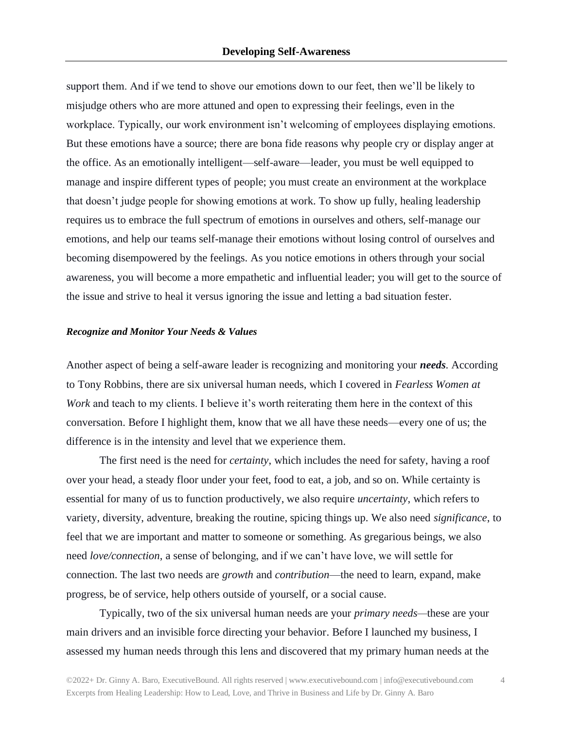support them. And if we tend to shove our emotions down to our feet, then we'll be likely to misjudge others who are more attuned and open to expressing their feelings, even in the workplace. Typically, our work environment isn't welcoming of employees displaying emotions. But these emotions have a source; there are bona fide reasons why people cry or display anger at the office. As an emotionally intelligent—self-aware—leader, you must be well equipped to manage and inspire different types of people; you must create an environment at the workplace that doesn't judge people for showing emotions at work. To show up fully, healing leadership requires us to embrace the full spectrum of emotions in ourselves and others, self-manage our emotions, and help our teams self-manage their emotions without losing control of ourselves and becoming disempowered by the feelings. As you notice emotions in others through your social awareness, you will become a more empathetic and influential leader; you will get to the source of the issue and strive to heal it versus ignoring the issue and letting a bad situation fester.

***Recognize and Monitor Your Needs & Values***

Another aspect of being a self-aware leader is recognizing and monitoring your ***needs***. According to Tony Robbins, there are six universal human needs, which I covered in *Fearless Women at Work* and teach to my clients. I believe it's worth reiterating them here in the context of this conversation. Before I highlight them, know that we all have these needs—every one of us; the difference is in the intensity and level that we experience them.

The first need is the need for *certainty*, which includes the need for safety, having a roof over your head, a steady floor under your feet, food to eat, a job, and so on. While certainty is essential for many of us to function productively, we also require *uncertainty*, which refers to variety, diversity, adventure, breaking the routine, spicing things up. We also need *significance*, to feel that we are important and matter to someone or something. As gregarious beings, we also need *love/connection*, a sense of belonging, and if we can't have love, we will settle for connection. The last two needs are *growth* and *contribution*—the need to learn, expand, make progress, be of service, help others outside of yourself, or a social cause.

Typically, two of the six universal human needs are your *primary needs*—these are your main drivers and an invisible force directing your behavior. Before I launched my business, I assessed my human needs through this lens and discovered that my primary human needs at the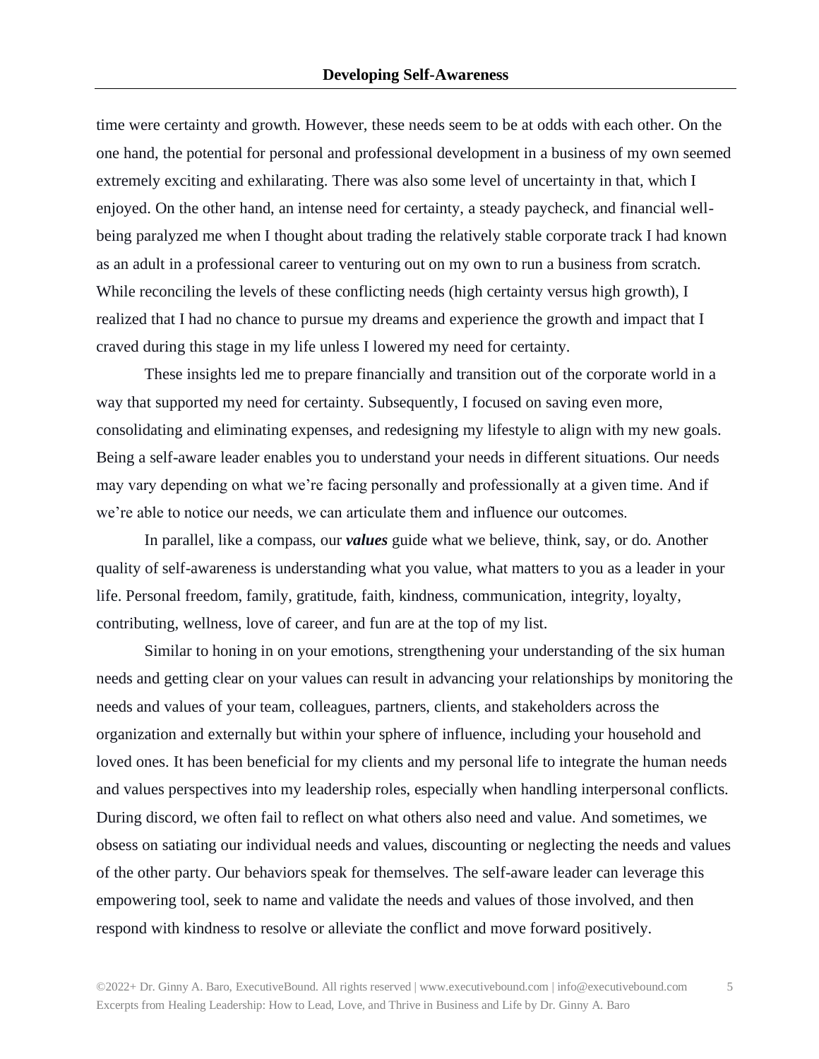time were certainty and growth. However, these needs seem to be at odds with each other. On the one hand, the potential for personal and professional development in a business of my own seemed extremely exciting and exhilarating. There was also some level of uncertainty in that, which I enjoyed. On the other hand, an intense need for certainty, a steady paycheck, and financial well-being paralyzed me when I thought about trading the relatively stable corporate track I had known as an adult in a professional career to venturing out on my own to run a business from scratch. While reconciling the levels of these conflicting needs (high certainty versus high growth), I realized that I had no chance to pursue my dreams and experience the growth and impact that I craved during this stage in my life unless I lowered my need for certainty.

These insights led me to prepare financially and transition out of the corporate world in a way that supported my need for certainty. Subsequently, I focused on saving even more, consolidating and eliminating expenses, and redesigning my lifestyle to align with my new goals. Being a self-aware leader enables you to understand your needs in different situations. Our needs may vary depending on what we're facing personally and professionally at a given time. And if we're able to notice our needs, we can articulate them and influence our outcomes.

In parallel, like a compass, our ***values*** guide what we believe, think, say, or do. Another quality of self-awareness is understanding what you value, what matters to you as a leader in your life. Personal freedom, family, gratitude, faith, kindness, communication, integrity, loyalty, contributing, wellness, love of career, and fun are at the top of my list.

Similar to honing in on your emotions, strengthening your understanding of the six human needs and getting clear on your values can result in advancing your relationships by monitoring the needs and values of your team, colleagues, partners, clients, and stakeholders across the organization and externally but within your sphere of influence, including your household and loved ones. It has been beneficial for my clients and my personal life to integrate the human needs and values perspectives into my leadership roles, especially when handling interpersonal conflicts. During discord, we often fail to reflect on what others also need and value. And sometimes, we obsess on satiating our individual needs and values, discounting or neglecting the needs and values of the other party. Our behaviors speak for themselves. The self-aware leader can leverage this empowering tool, seek to name and validate the needs and values of those involved, and then respond with kindness to resolve or alleviate the conflict and move forward positively.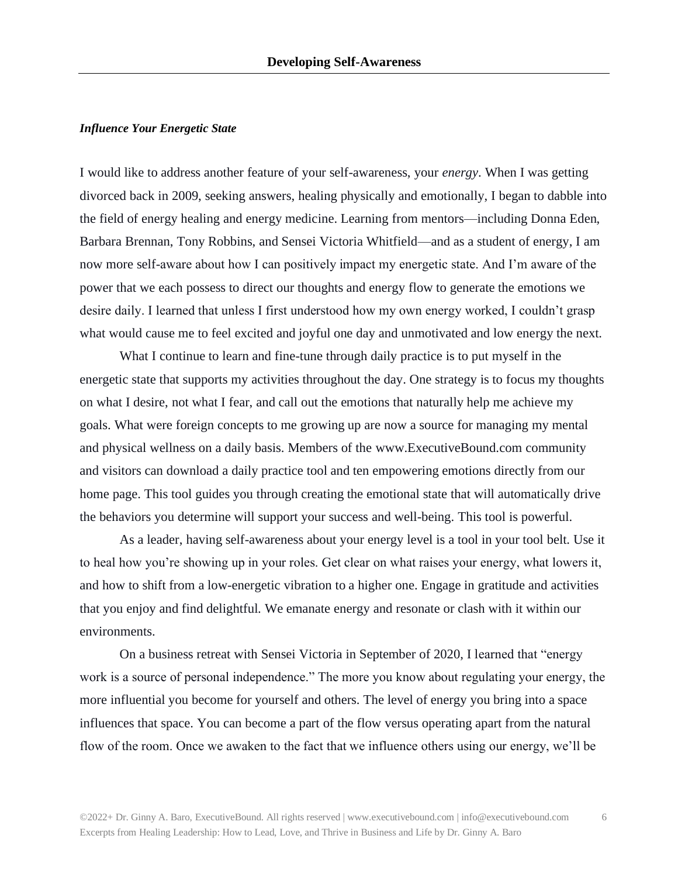***Influence Your Energetic State***

I would like to address another feature of your self-awareness, your *energy*. When I was getting divorced back in 2009, seeking answers, healing physically and emotionally, I began to dabble into the field of energy healing and energy medicine. Learning from mentors—including Donna Eden, Barbara Brennan, Tony Robbins, and Sensei Victoria Whitfield—and as a student of energy, I am now more self-aware about how I can positively impact my energetic state. And I'm aware of the power that we each possess to direct our thoughts and energy flow to generate the emotions we desire daily. I learned that unless I first understood how my own energy worked, I couldn't grasp what would cause me to feel excited and joyful one day and unmotivated and low energy the next.

What I continue to learn and fine-tune through daily practice is to put myself in the energetic state that supports my activities throughout the day. One strategy is to focus my thoughts on what I desire, not what I fear, and call out the emotions that naturally help me achieve my goals. What were foreign concepts to me growing up are now a source for managing my mental and physical wellness on a daily basis. Members of the www.ExecutiveBound.com community and visitors can download a daily practice tool and ten empowering emotions directly from our home page. This tool guides you through creating the emotional state that will automatically drive the behaviors you determine will support your success and well-being. This tool is powerful.

As a leader, having self-awareness about your energy level is a tool in your tool belt. Use it to heal how you're showing up in your roles. Get clear on what raises your energy, what lowers it, and how to shift from a low-energetic vibration to a higher one. Engage in gratitude and activities that you enjoy and find delightful. We emanate energy and resonate or clash with it within our environments.

On a business retreat with Sensei Victoria in September of 2020, I learned that "energy work is a source of personal independence." The more you know about regulating your energy, the more influential you become for yourself and others. The level of energy you bring into a space influences that space. You can become a part of the flow versus operating apart from the natural flow of the room. Once we awaken to the fact that we influence others using our energy, we'll be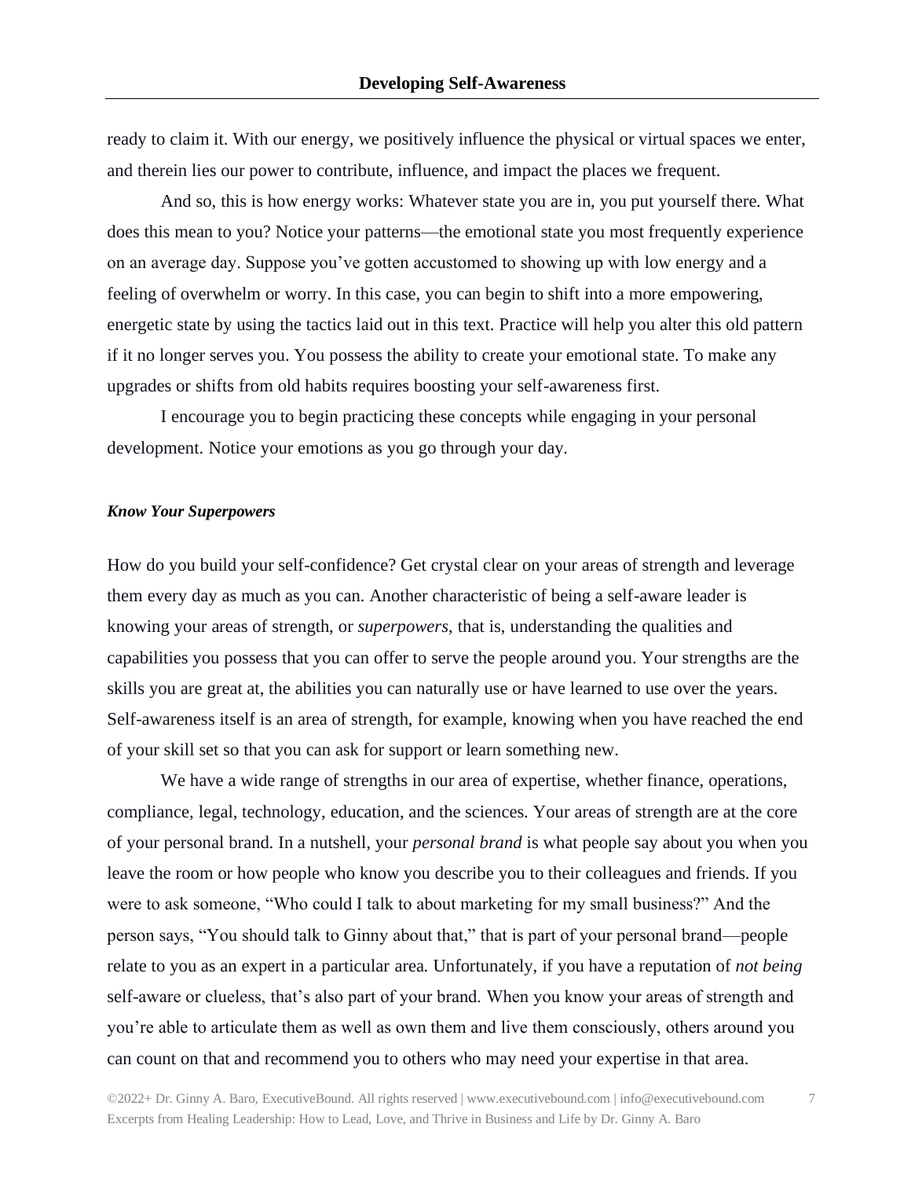ready to claim it. With our energy, we positively influence the physical or virtual spaces we enter, and therein lies our power to contribute, influence, and impact the places we frequent.

And so, this is how energy works: Whatever state you are in, you put yourself there. What does this mean to you? Notice your patterns—the emotional state you most frequently experience on an average day. Suppose you've gotten accustomed to showing up with low energy and a feeling of overwhelm or worry. In this case, you can begin to shift into a more empowering, energetic state by using the tactics laid out in this text. Practice will help you alter this old pattern if it no longer serves you. You possess the ability to create your emotional state. To make any upgrades or shifts from old habits requires boosting your self-awareness first.

I encourage you to begin practicing these concepts while engaging in your personal development. Notice your emotions as you go through your day.

### ***Know Your Superpowers***

How do you build your self-confidence? Get crystal clear on your areas of strength and leverage them every day as much as you can. Another characteristic of being a self-aware leader is knowing your areas of strength, or *superpowers*, that is, understanding the qualities and capabilities you possess that you can offer to serve the people around you. Your strengths are the skills you are great at, the abilities you can naturally use or have learned to use over the years. Self-awareness itself is an area of strength, for example, knowing when you have reached the end of your skill set so that you can ask for support or learn something new.

We have a wide range of strengths in our area of expertise, whether finance, operations, compliance, legal, technology, education, and the sciences. Your areas of strength are at the core of your personal brand. In a nutshell, your *personal brand* is what people say about you when you leave the room or how people who know you describe you to their colleagues and friends. If you were to ask someone, "Who could I talk to about marketing for my small business?" And the person says, "You should talk to Ginny about that," that is part of your personal brand—people relate to you as an expert in a particular area. Unfortunately, if you have a reputation of *not being* self-aware or clueless, that's also part of your brand. When you know your areas of strength and you're able to articulate them as well as own them and live them consciously, others around you can count on that and recommend you to others who may need your expertise in that area.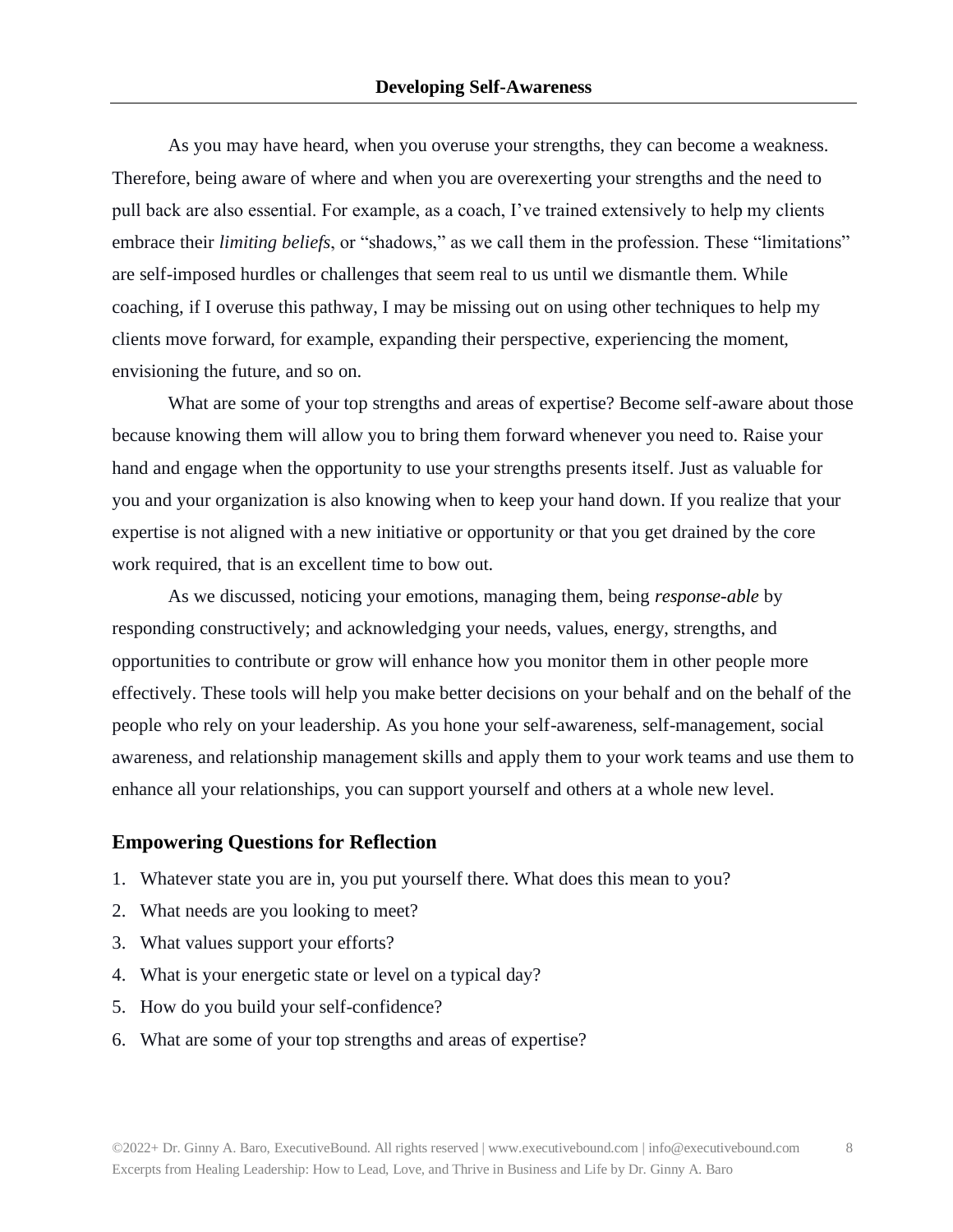As you may have heard, when you overuse your strengths, they can become a weakness. Therefore, being aware of where and when you are overexerting your strengths and the need to pull back are also essential. For example, as a coach, I've trained extensively to help my clients embrace their *limiting beliefs*, or "shadows," as we call them in the profession. These "limitations" are self-imposed hurdles or challenges that seem real to us until we dismantle them. While coaching, if I overuse this pathway, I may be missing out on using other techniques to help my clients move forward, for example, expanding their perspective, experiencing the moment, envisioning the future, and so on.

What are some of your top strengths and areas of expertise? Become self-aware about those because knowing them will allow you to bring them forward whenever you need to. Raise your hand and engage when the opportunity to use your strengths presents itself. Just as valuable for you and your organization is also knowing when to keep your hand down. If you realize that your expertise is not aligned with a new initiative or opportunity or that you get drained by the core work required, that is an excellent time to bow out.

As we discussed, noticing your emotions, managing them, being *response-able* by responding constructively; and acknowledging your needs, values, energy, strengths, and opportunities to contribute or grow will enhance how you monitor them in other people more effectively. These tools will help you make better decisions on your behalf and on the behalf of the people who rely on your leadership. As you hone your self-awareness, self-management, social awareness, and relationship management skills and apply them to your work teams and use them to enhance all your relationships, you can support yourself and others at a whole new level.

## Empowering Questions for Reflection

1. Whatever state you are in, you put yourself there. What does this mean to you?
2. What needs are you looking to meet?
3. What values support your efforts?
4. What is your energetic state or level on a typical day?
5. How do you build your self-confidence?
6. What are some of your top strengths and areas of expertise?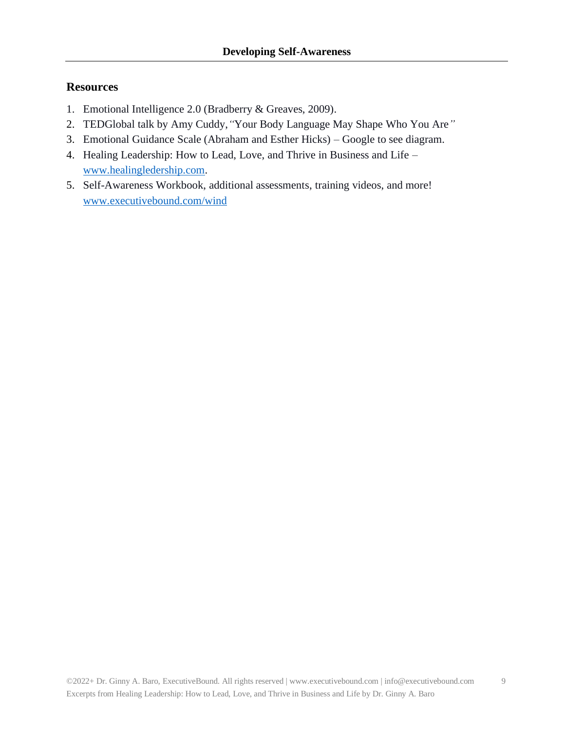## Resources

1. Emotional Intelligence 2.0 (Bradberry & Greaves, 2009).
2. TEDGlobal talk by Amy Cuddy, "Your Body Language May Shape Who You Are"
3. Emotional Guidance Scale (Abraham and Esther Hicks) – Google to see diagram.
4. Healing Leadership: How to Lead, Love, and Thrive in Business and Life – www.healingledership.com.
5. Self-Awareness Workbook, additional assessments, training videos, and more! www.executivebound.com/wind